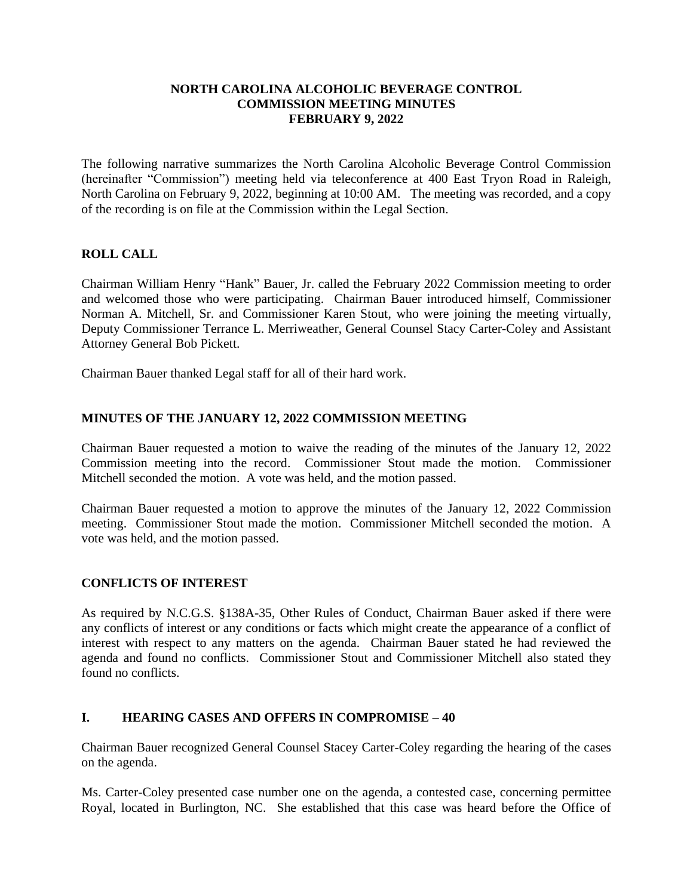**NORTH CAROLINA ALCOHOLIC BEVERAGE CONTROL**
**COMMISSION MEETING MINUTES**
**FEBRUARY 9, 2022**

The following narrative summarizes the North Carolina Alcoholic Beverage Control Commission (hereinafter "Commission") meeting held via teleconference at 400 East Tryon Road in Raleigh, North Carolina on February 9, 2022, beginning at 10:00 AM. The meeting was recorded, and a copy of the recording is on file at the Commission within the Legal Section.

## ROLL CALL

Chairman William Henry "Hank" Bauer, Jr. called the February 2022 Commission meeting to order and welcomed those who were participating. Chairman Bauer introduced himself, Commissioner Norman A. Mitchell, Sr. and Commissioner Karen Stout, who were joining the meeting virtually, Deputy Commissioner Terrance L. Merriweather, General Counsel Stacy Carter-Coley and Assistant Attorney General Bob Pickett.

Chairman Bauer thanked Legal staff for all of their hard work.

## MINUTES OF THE JANUARY 12, 2022 COMMISSION MEETING

Chairman Bauer requested a motion to waive the reading of the minutes of the January 12, 2022 Commission meeting into the record. Commissioner Stout made the motion. Commissioner Mitchell seconded the motion. A vote was held, and the motion passed.

Chairman Bauer requested a motion to approve the minutes of the January 12, 2022 Commission meeting. Commissioner Stout made the motion. Commissioner Mitchell seconded the motion. A vote was held, and the motion passed.

## CONFLICTS OF INTEREST

As required by N.C.G.S. §138A-35, Other Rules of Conduct, Chairman Bauer asked if there were any conflicts of interest or any conditions or facts which might create the appearance of a conflict of interest with respect to any matters on the agenda. Chairman Bauer stated he had reviewed the agenda and found no conflicts. Commissioner Stout and Commissioner Mitchell also stated they found no conflicts.

## I. HEARING CASES AND OFFERS IN COMPROMISE – 40

Chairman Bauer recognized General Counsel Stacey Carter-Coley regarding the hearing of the cases on the agenda.

Ms. Carter-Coley presented case number one on the agenda, a contested case, concerning permittee Royal, located in Burlington, NC. She established that this case was heard before the Office of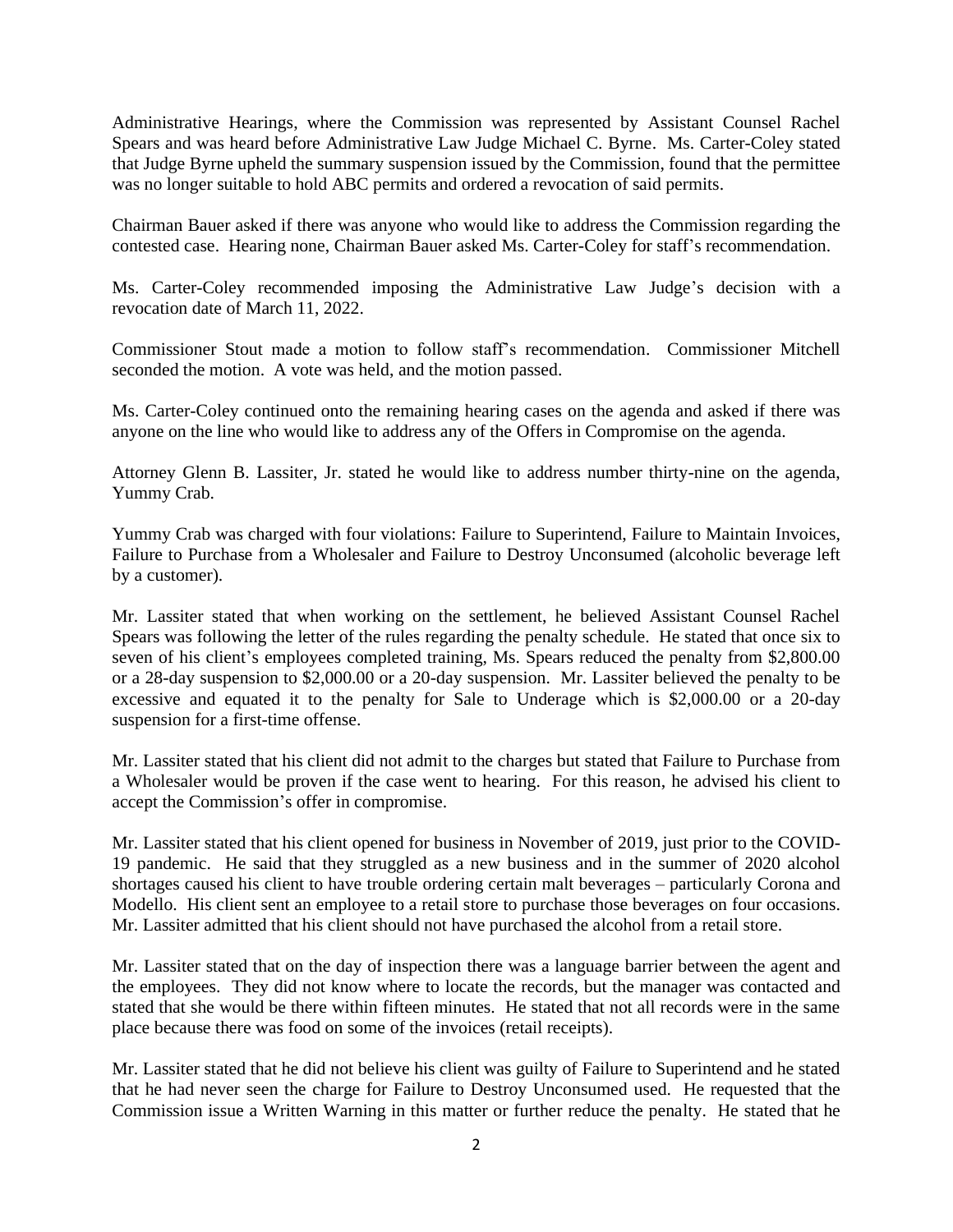Administrative Hearings, where the Commission was represented by Assistant Counsel Rachel Spears and was heard before Administrative Law Judge Michael C. Byrne. Ms. Carter-Coley stated that Judge Byrne upheld the summary suspension issued by the Commission, found that the permittee was no longer suitable to hold ABC permits and ordered a revocation of said permits.

Chairman Bauer asked if there was anyone who would like to address the Commission regarding the contested case. Hearing none, Chairman Bauer asked Ms. Carter-Coley for staff's recommendation.

Ms. Carter-Coley recommended imposing the Administrative Law Judge's decision with a revocation date of March 11, 2022.

Commissioner Stout made a motion to follow staff's recommendation. Commissioner Mitchell seconded the motion. A vote was held, and the motion passed.

Ms. Carter-Coley continued onto the remaining hearing cases on the agenda and asked if there was anyone on the line who would like to address any of the Offers in Compromise on the agenda.

Attorney Glenn B. Lassiter, Jr. stated he would like to address number thirty-nine on the agenda, Yummy Crab.

Yummy Crab was charged with four violations: Failure to Superintend, Failure to Maintain Invoices, Failure to Purchase from a Wholesaler and Failure to Destroy Unconsumed (alcoholic beverage left by a customer).

Mr. Lassiter stated that when working on the settlement, he believed Assistant Counsel Rachel Spears was following the letter of the rules regarding the penalty schedule. He stated that once six to seven of his client's employees completed training, Ms. Spears reduced the penalty from $2,800.00 or a 28-day suspension to $2,000.00 or a 20-day suspension. Mr. Lassiter believed the penalty to be excessive and equated it to the penalty for Sale to Underage which is $2,000.00 or a 20-day suspension for a first-time offense.

Mr. Lassiter stated that his client did not admit to the charges but stated that Failure to Purchase from a Wholesaler would be proven if the case went to hearing. For this reason, he advised his client to accept the Commission's offer in compromise.

Mr. Lassiter stated that his client opened for business in November of 2019, just prior to the COVID-19 pandemic. He said that they struggled as a new business and in the summer of 2020 alcohol shortages caused his client to have trouble ordering certain malt beverages – particularly Corona and Modello. His client sent an employee to a retail store to purchase those beverages on four occasions. Mr. Lassiter admitted that his client should not have purchased the alcohol from a retail store.

Mr. Lassiter stated that on the day of inspection there was a language barrier between the agent and the employees. They did not know where to locate the records, but the manager was contacted and stated that she would be there within fifteen minutes. He stated that not all records were in the same place because there was food on some of the invoices (retail receipts).

Mr. Lassiter stated that he did not believe his client was guilty of Failure to Superintend and he stated that he had never seen the charge for Failure to Destroy Unconsumed used. He requested that the Commission issue a Written Warning in this matter or further reduce the penalty. He stated that he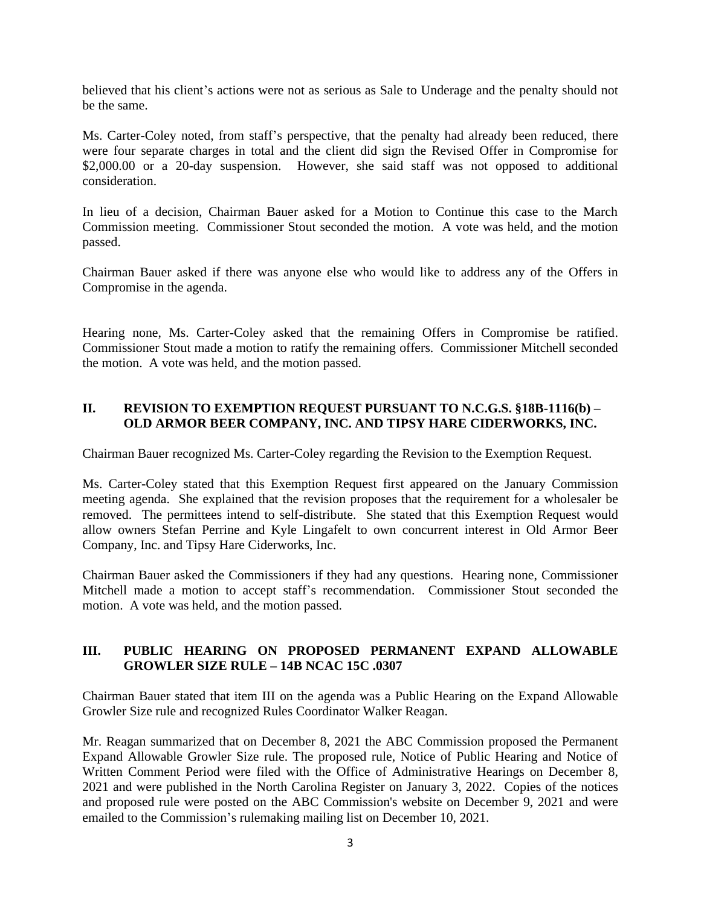believed that his client's actions were not as serious as Sale to Underage and the penalty should not be the same.

Ms. Carter-Coley noted, from staff's perspective, that the penalty had already been reduced, there were four separate charges in total and the client did sign the Revised Offer in Compromise for $2,000.00 or a 20-day suspension. However, she said staff was not opposed to additional consideration.

In lieu of a decision, Chairman Bauer asked for a Motion to Continue this case to the March Commission meeting. Commissioner Stout seconded the motion. A vote was held, and the motion passed.

Chairman Bauer asked if there was anyone else who would like to address any of the Offers in Compromise in the agenda.

Hearing none, Ms. Carter-Coley asked that the remaining Offers in Compromise be ratified. Commissioner Stout made a motion to ratify the remaining offers. Commissioner Mitchell seconded the motion. A vote was held, and the motion passed.

## II. REVISION TO EXEMPTION REQUEST PURSUANT TO N.C.G.S. §18B-1116(b) – OLD ARMOR BEER COMPANY, INC. AND TIPSY HARE CIDERWORKS, INC.

Chairman Bauer recognized Ms. Carter-Coley regarding the Revision to the Exemption Request.

Ms. Carter-Coley stated that this Exemption Request first appeared on the January Commission meeting agenda. She explained that the revision proposes that the requirement for a wholesaler be removed. The permittees intend to self-distribute. She stated that this Exemption Request would allow owners Stefan Perrine and Kyle Lingafelt to own concurrent interest in Old Armor Beer Company, Inc. and Tipsy Hare Ciderworks, Inc.

Chairman Bauer asked the Commissioners if they had any questions. Hearing none, Commissioner Mitchell made a motion to accept staff's recommendation. Commissioner Stout seconded the motion. A vote was held, and the motion passed.

## III. PUBLIC HEARING ON PROPOSED PERMANENT EXPAND ALLOWABLE GROWLER SIZE RULE – 14B NCAC 15C .0307

Chairman Bauer stated that item III on the agenda was a Public Hearing on the Expand Allowable Growler Size rule and recognized Rules Coordinator Walker Reagan.

Mr. Reagan summarized that on December 8, 2021 the ABC Commission proposed the Permanent Expand Allowable Growler Size rule. The proposed rule, Notice of Public Hearing and Notice of Written Comment Period were filed with the Office of Administrative Hearings on December 8, 2021 and were published in the North Carolina Register on January 3, 2022. Copies of the notices and proposed rule were posted on the ABC Commission's website on December 9, 2021 and were emailed to the Commission's rulemaking mailing list on December 10, 2021.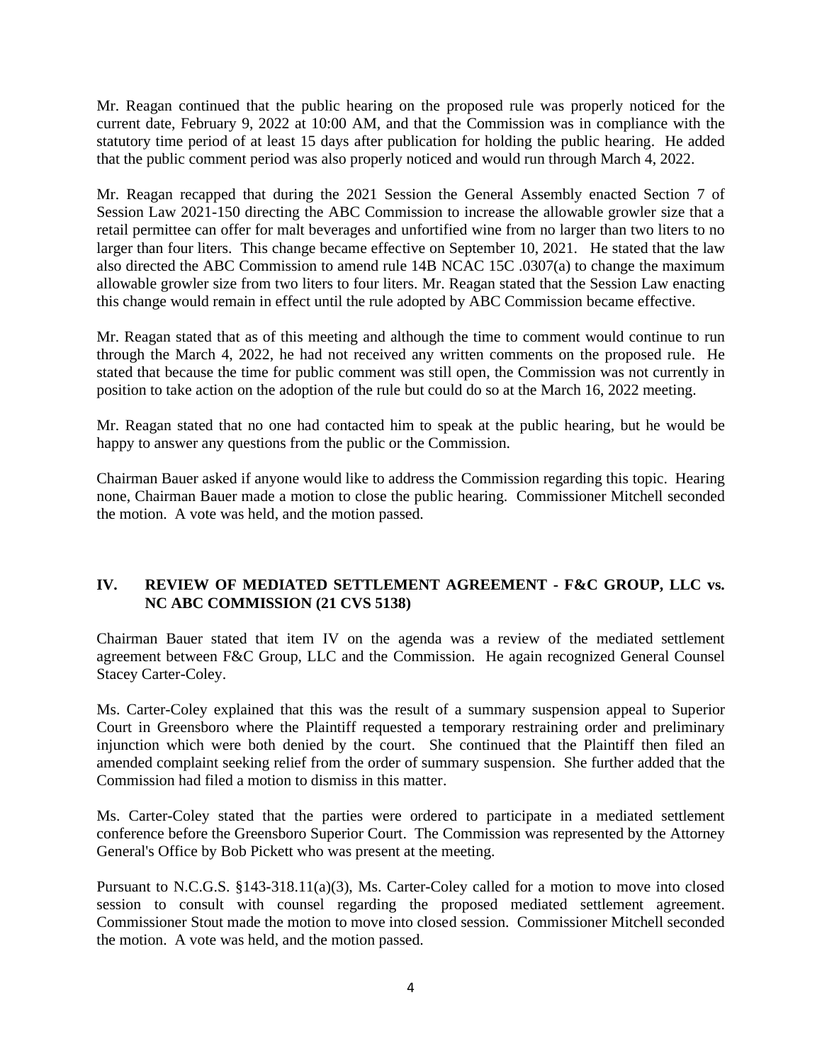Mr. Reagan continued that the public hearing on the proposed rule was properly noticed for the current date, February 9, 2022 at 10:00 AM, and that the Commission was in compliance with the statutory time period of at least 15 days after publication for holding the public hearing. He added that the public comment period was also properly noticed and would run through March 4, 2022.

Mr. Reagan recapped that during the 2021 Session the General Assembly enacted Section 7 of Session Law 2021-150 directing the ABC Commission to increase the allowable growler size that a retail permittee can offer for malt beverages and unfortified wine from no larger than two liters to no larger than four liters. This change became effective on September 10, 2021. He stated that the law also directed the ABC Commission to amend rule 14B NCAC 15C .0307(a) to change the maximum allowable growler size from two liters to four liters. Mr. Reagan stated that the Session Law enacting this change would remain in effect until the rule adopted by ABC Commission became effective.

Mr. Reagan stated that as of this meeting and although the time to comment would continue to run through the March 4, 2022, he had not received any written comments on the proposed rule. He stated that because the time for public comment was still open, the Commission was not currently in position to take action on the adoption of the rule but could do so at the March 16, 2022 meeting.

Mr. Reagan stated that no one had contacted him to speak at the public hearing, but he would be happy to answer any questions from the public or the Commission.

Chairman Bauer asked if anyone would like to address the Commission regarding this topic. Hearing none, Chairman Bauer made a motion to close the public hearing. Commissioner Mitchell seconded the motion. A vote was held, and the motion passed.

## IV. REVIEW OF MEDIATED SETTLEMENT AGREEMENT - F&C GROUP, LLC vs. NC ABC COMMISSION (21 CVS 5138)

Chairman Bauer stated that item IV on the agenda was a review of the mediated settlement agreement between F&C Group, LLC and the Commission. He again recognized General Counsel Stacey Carter-Coley.

Ms. Carter-Coley explained that this was the result of a summary suspension appeal to Superior Court in Greensboro where the Plaintiff requested a temporary restraining order and preliminary injunction which were both denied by the court. She continued that the Plaintiff then filed an amended complaint seeking relief from the order of summary suspension. She further added that the Commission had filed a motion to dismiss in this matter.

Ms. Carter-Coley stated that the parties were ordered to participate in a mediated settlement conference before the Greensboro Superior Court. The Commission was represented by the Attorney General's Office by Bob Pickett who was present at the meeting.

Pursuant to N.C.G.S. §143-318.11(a)(3), Ms. Carter-Coley called for a motion to move into closed session to consult with counsel regarding the proposed mediated settlement agreement. Commissioner Stout made the motion to move into closed session. Commissioner Mitchell seconded the motion. A vote was held, and the motion passed.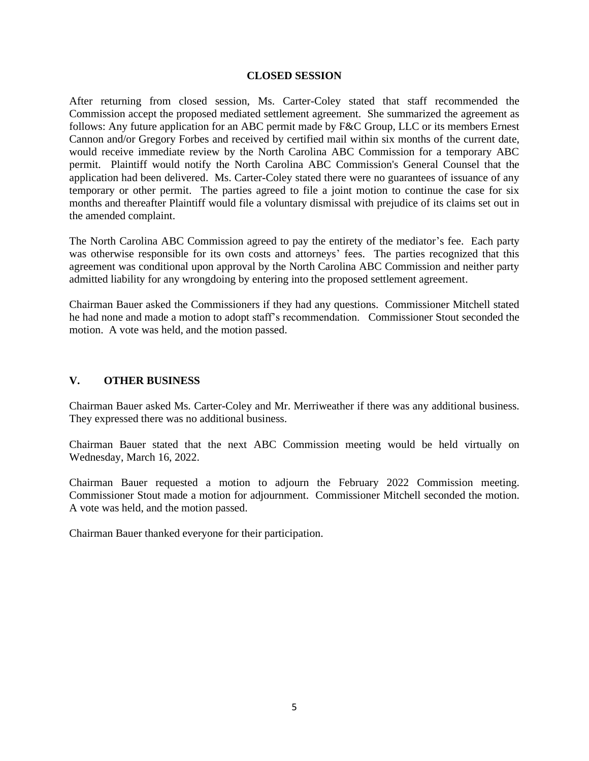**CLOSED SESSION**

After returning from closed session, Ms. Carter-Coley stated that staff recommended the Commission accept the proposed mediated settlement agreement. She summarized the agreement as follows: Any future application for an ABC permit made by F&C Group, LLC or its members Ernest Cannon and/or Gregory Forbes and received by certified mail within six months of the current date, would receive immediate review by the North Carolina ABC Commission for a temporary ABC permit. Plaintiff would notify the North Carolina ABC Commission's General Counsel that the application had been delivered. Ms. Carter-Coley stated there were no guarantees of issuance of any temporary or other permit. The parties agreed to file a joint motion to continue the case for six months and thereafter Plaintiff would file a voluntary dismissal with prejudice of its claims set out in the amended complaint.

The North Carolina ABC Commission agreed to pay the entirety of the mediator's fee. Each party was otherwise responsible for its own costs and attorneys' fees. The parties recognized that this agreement was conditional upon approval by the North Carolina ABC Commission and neither party admitted liability for any wrongdoing by entering into the proposed settlement agreement.

Chairman Bauer asked the Commissioners if they had any questions. Commissioner Mitchell stated he had none and made a motion to adopt staff's recommendation. Commissioner Stout seconded the motion. A vote was held, and the motion passed.

## V. OTHER BUSINESS

Chairman Bauer asked Ms. Carter-Coley and Mr. Merriweather if there was any additional business. They expressed there was no additional business.

Chairman Bauer stated that the next ABC Commission meeting would be held virtually on Wednesday, March 16, 2022.

Chairman Bauer requested a motion to adjourn the February 2022 Commission meeting. Commissioner Stout made a motion for adjournment. Commissioner Mitchell seconded the motion. A vote was held, and the motion passed.

Chairman Bauer thanked everyone for their participation.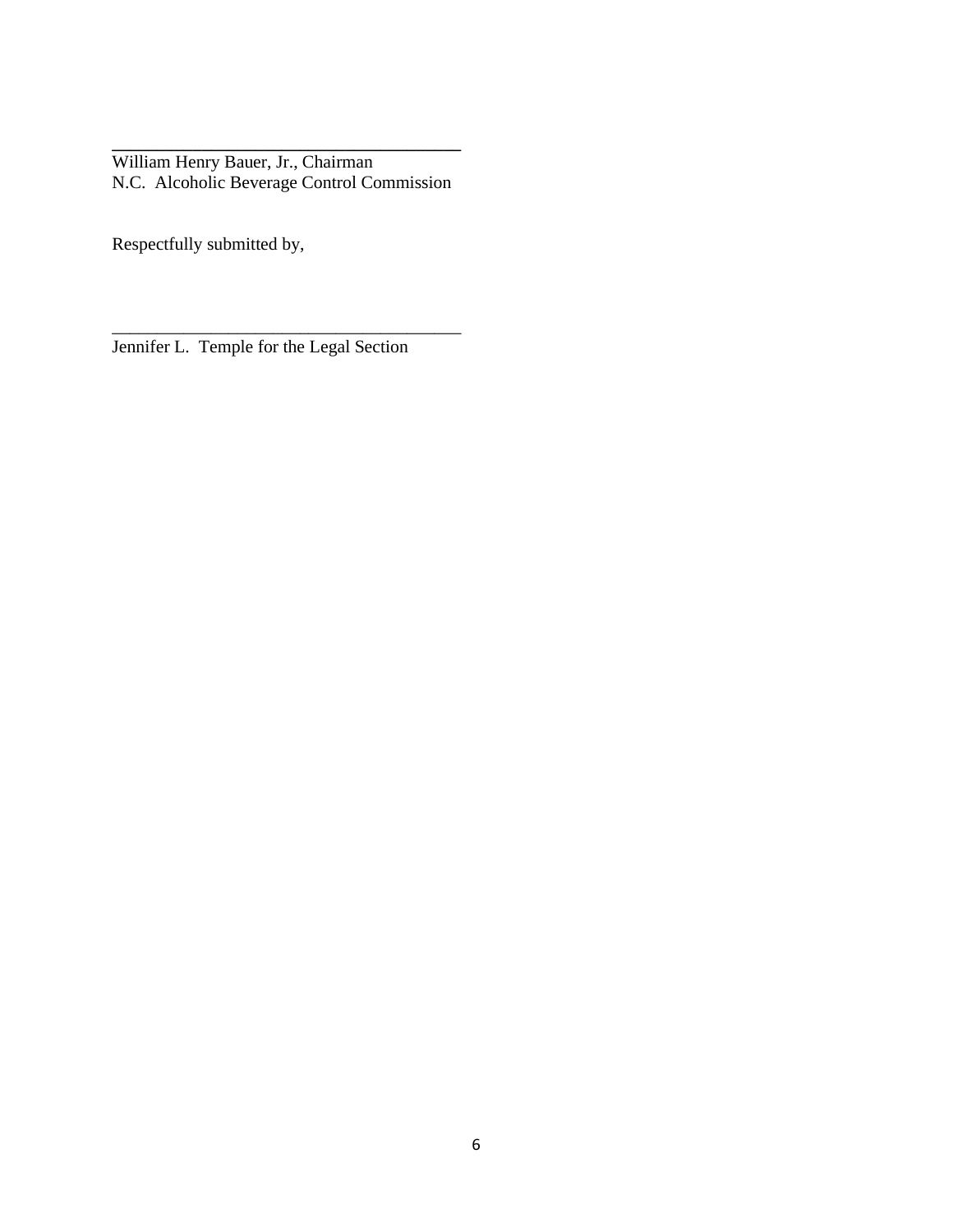\_\_\_\_\_\_\_\_\_\_\_\_\_\_\_\_\_\_\_\_\_\_\_\_\_\_\_\_\_\_\_\_\_\_\_\_\_\_\_\_

William Henry Bauer, Jr., Chairman
N.C. Alcoholic Beverage Control Commission

Respectfully submitted by,

\_\_\_\_\_\_\_\_\_\_\_\_\_\_\_\_\_\_\_\_\_\_\_\_\_\_\_\_\_\_\_\_\_\_\_\_\_\_\_\_

Jennifer L. Temple for the Legal Section